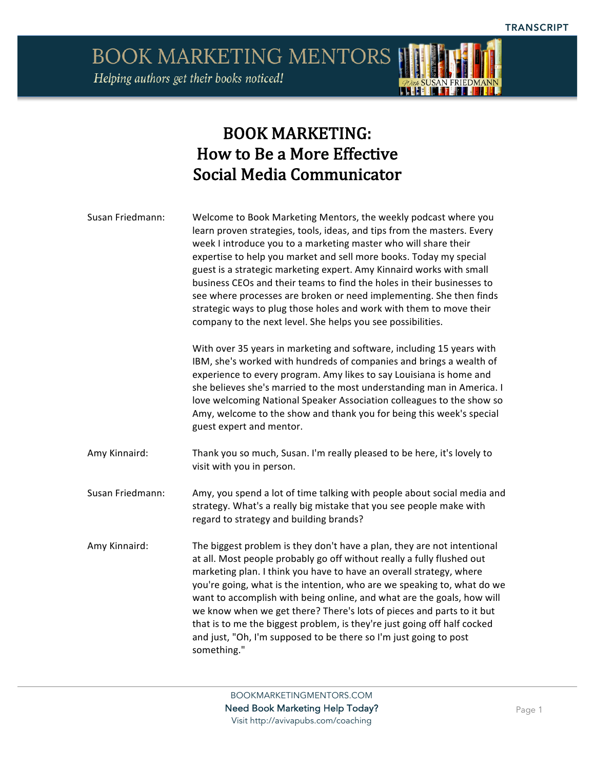# BOOK MARKETING: How to Be a More Effective Social Media Communicator

**Susan Friedmann:** Welcome to Book Marketing Mentors, the weekly podcast where you learn proven strategies, tools, ideas, and tips from the masters. Every week I introduce you to a marketing master who will share their expertise to help you market and sell more books. Today my special guest is a strategic marketing expert. Amy Kinnaird works with small business CEOs and their teams to find the holes in their businesses to see where processes are broken or need implementing. She then finds strategic ways to plug those holes and work with them to move their company to the next level. She helps you see possibilities.

With over 35 years in marketing and software, including 15 years with IBM, she's worked with hundreds of companies and brings a wealth of experience to every program. Amy likes to say Louisiana is home and she believes she's married to the most understanding man in America. I love welcoming National Speaker Association colleagues to the show so Amy, welcome to the show and thank you for being this week's special guest expert and mentor.

**Amy Kinnaird:** Thank you so much, Susan. I'm really pleased to be here, it's lovely to visit with you in person.

**Susan Friedmann:** Amy, you spend a lot of time talking with people about social media and strategy. What's a really big mistake that you see people make with regard to strategy and building brands?

**Amy Kinnaird:** The biggest problem is they don't have a plan, they are not intentional at all. Most people probably go off without really a fully flushed out marketing plan. I think you have to have an overall strategy, where you're going, what is the intention, who are we speaking to, what do we want to accomplish with being online, and what are the goals, how will we know when we get there? There's lots of pieces and parts to it but that is to me the biggest problem, is they're just going off half cocked and just, "Oh, I'm supposed to be there so I'm just going to post something."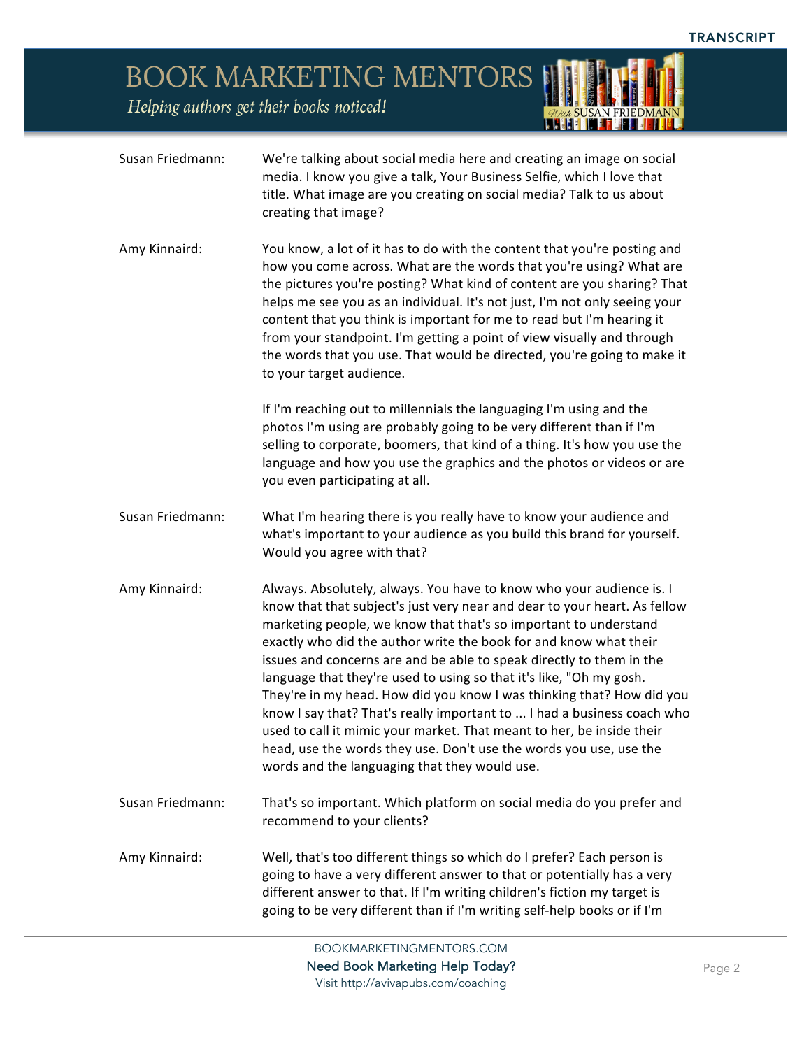**Susan Friedmann:** We're talking about social media here and creating an image on social media. I know you give a talk, Your Business Selfie, which I love that title. What image are you creating on social media? Talk to us about creating that image?

**Amy Kinnaird:** You know, a lot of it has to do with the content that you're posting and how you come across. What are the words that you're using? What are the pictures you're posting? What kind of content are you sharing? That helps me see you as an individual. It's not just, I'm not only seeing your content that you think is important for me to read but I'm hearing it from your standpoint. I'm getting a point of view visually and through the words that you use. That would be directed, you're going to make it to your target audience.

If I'm reaching out to millennials the languaging I'm using and the photos I'm using are probably going to be very different than if I'm selling to corporate, boomers, that kind of a thing. It's how you use the language and how you use the graphics and the photos or videos or are you even participating at all.

**Susan Friedmann:** What I'm hearing there is you really have to know your audience and what's important to your audience as you build this brand for yourself. Would you agree with that?

**Amy Kinnaird:** Always. Absolutely, always. You have to know who your audience is. I know that that subject's just very near and dear to your heart. As fellow marketing people, we know that that's so important to understand exactly who did the author write the book for and know what their issues and concerns are and be able to speak directly to them in the language that they're used to using so that it's like, "Oh my gosh. They're in my head. How did you know I was thinking that? How did you know I say that? That's really important to ... I had a business coach who used to call it mimic your market. That meant to her, be inside their head, use the words they use. Don't use the words you use, use the words and the languaging that they would use.

**Susan Friedmann:** That's so important. Which platform on social media do you prefer and recommend to your clients?

**Amy Kinnaird:** Well, that's too different things so which do I prefer? Each person is going to have a very different answer to that or potentially has a very different answer to that. If I'm writing children's fiction my target is going to be very different than if I'm writing self-help books or if I'm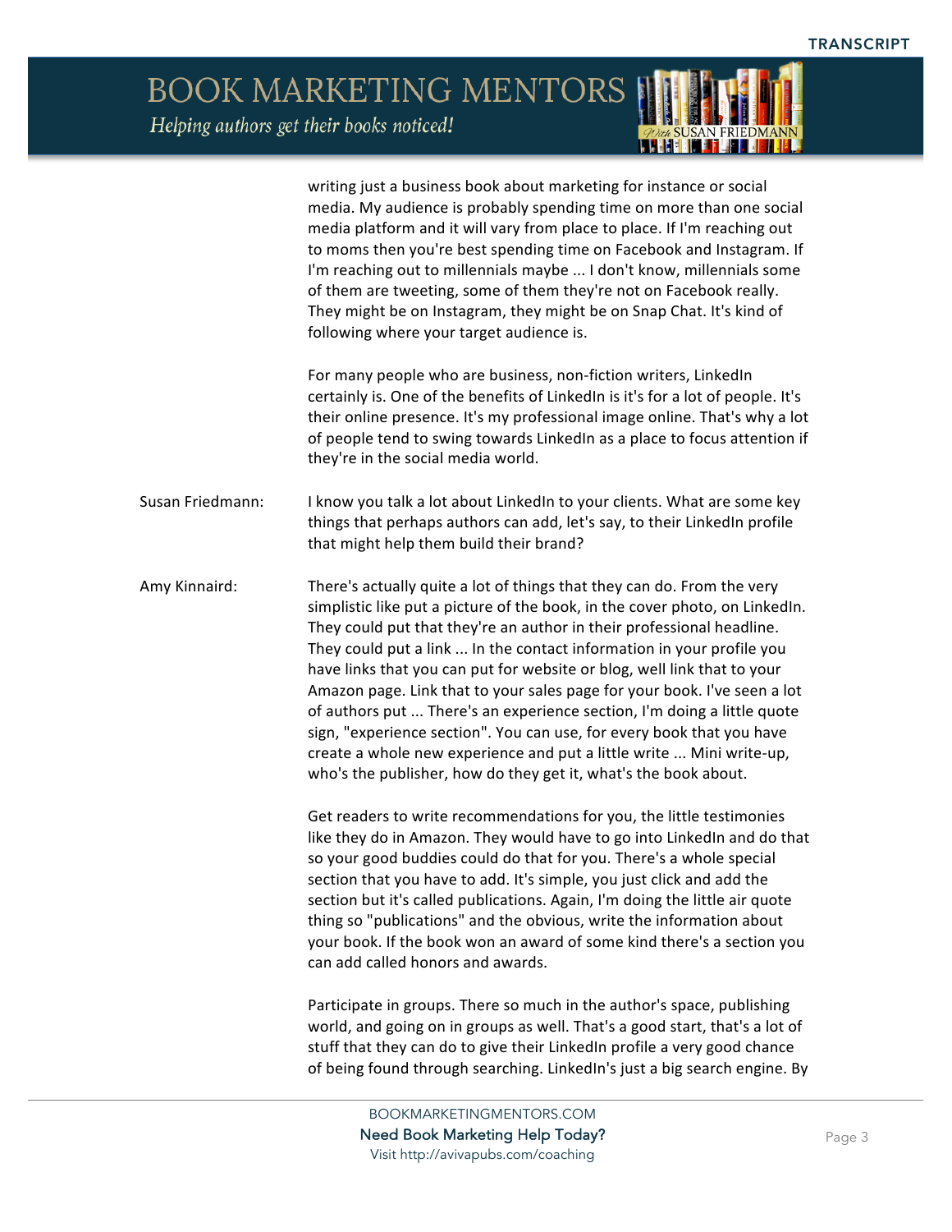writing just a business book about marketing for instance or social media. My audience is probably spending time on more than one social media platform and it will vary from place to place. If I'm reaching out to moms then you're best spending time on Facebook and Instagram. If I'm reaching out to millennials maybe ... I don't know, millennials some of them are tweeting, some of them they're not on Facebook really. They might be on Instagram, they might be on Snap Chat. It's kind of following where your target audience is.

For many people who are business, non-fiction writers, LinkedIn certainly is. One of the benefits of LinkedIn is it's for a lot of people. It's their online presence. It's my professional image online. That's why a lot of people tend to swing towards LinkedIn as a place to focus attention if they're in the social media world.

**Susan Friedmann:** I know you talk a lot about LinkedIn to your clients. What are some key things that perhaps authors can add, let's say, to their LinkedIn profile that might help them build their brand?

**Amy Kinnaird:** There's actually quite a lot of things that they can do. From the very simplistic like put a picture of the book, in the cover photo, on LinkedIn. They could put that they're an author in their professional headline. They could put a link ... In the contact information in your profile you have links that you can put for website or blog, well link that to your Amazon page. Link that to your sales page for your book. I've seen a lot of authors put ... There's an experience section, I'm doing a little quote sign, "experience section". You can use, for every book that you have create a whole new experience and put a little write ... Mini write-up, who's the publisher, how do they get it, what's the book about.

Get readers to write recommendations for you, the little testimonies like they do in Amazon. They would have to go into LinkedIn and do that so your good buddies could do that for you. There's a whole special section that you have to add. It's simple, you just click and add the section but it's called publications. Again, I'm doing the little air quote thing so "publications" and the obvious, write the information about your book. If the book won an award of some kind there's a section you can add called honors and awards.

Participate in groups. There so much in the author's space, publishing world, and going on in groups as well. That's a good start, that's a lot of stuff that they can do to give their LinkedIn profile a very good chance of being found through searching. LinkedIn's just a big search engine. By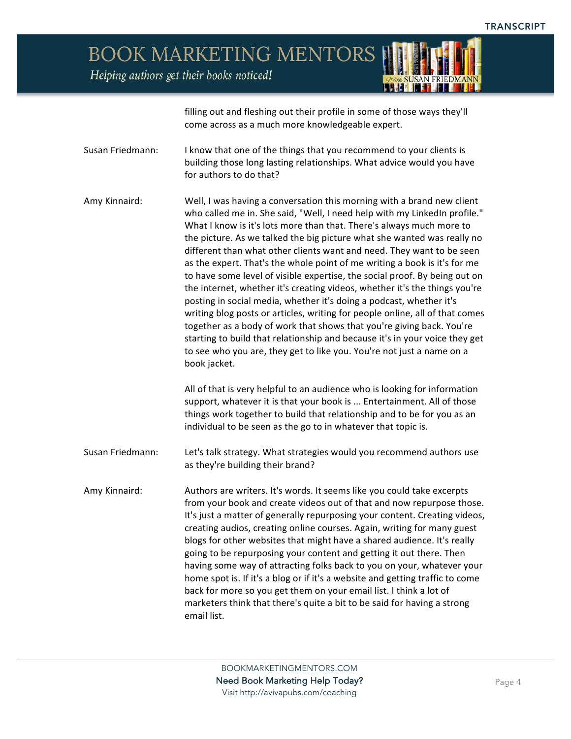filling out and fleshing out their profile in some of those ways they'll come across as a much more knowledgeable expert.

**Susan Friedmann:** I know that one of the things that you recommend to your clients is building those long lasting relationships. What advice would you have for authors to do that?

**Amy Kinnaird:** Well, I was having a conversation this morning with a brand new client who called me in. She said, "Well, I need help with my LinkedIn profile." What I know is it's lots more than that. There's always much more to the picture. As we talked the big picture what she wanted was really no different than what other clients want and need. They want to be seen as the expert. That's the whole point of me writing a book is it's for me to have some level of visible expertise, the social proof. By being out on the internet, whether it's creating videos, whether it's the things you're posting in social media, whether it's doing a podcast, whether it's writing blog posts or articles, writing for people online, all of that comes together as a body of work that shows that you're giving back. You're starting to build that relationship and because it's in your voice they get to see who you are, they get to like you. You're not just a name on a book jacket.

All of that is very helpful to an audience who is looking for information support, whatever it is that your book is ... Entertainment. All of those things work together to build that relationship and to be for you as an individual to be seen as the go to in whatever that topic is.

**Susan Friedmann:** Let's talk strategy. What strategies would you recommend authors use as they're building their brand?

**Amy Kinnaird:** Authors are writers. It's words. It seems like you could take excerpts from your book and create videos out of that and now repurpose those. It's just a matter of generally repurposing your content. Creating videos, creating audios, creating online courses. Again, writing for many guest blogs for other websites that might have a shared audience. It's really going to be repurposing your content and getting it out there. Then having some way of attracting folks back to you on your, whatever your home spot is. If it's a blog or if it's a website and getting traffic to come back for more so you get them on your email list. I think a lot of marketers think that there's quite a bit to be said for having a strong email list.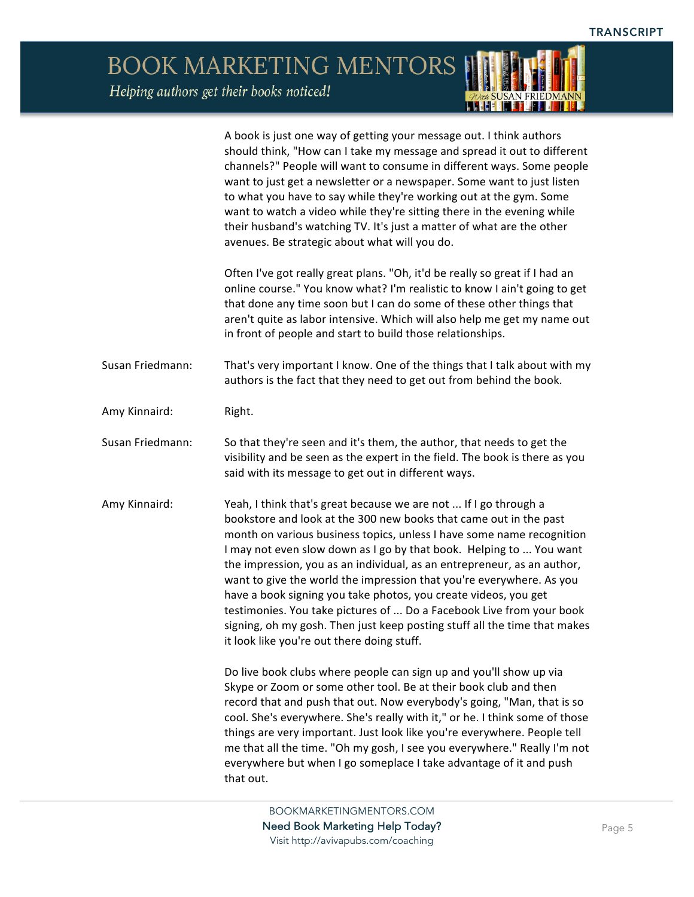A book is just one way of getting your message out. I think authors should think, "How can I take my message and spread it out to different channels?" People will want to consume in different ways. Some people want to just get a newsletter or a newspaper. Some want to just listen to what you have to say while they're working out at the gym. Some want to watch a video while they're sitting there in the evening while their husband's watching TV. It's just a matter of what are the other avenues. Be strategic about what will you do.

Often I've got really great plans. "Oh, it'd be really so great if I had an online course." You know what? I'm realistic to know I ain't going to get that done any time soon but I can do some of these other things that aren't quite as labor intensive. Which will also help me get my name out in front of people and start to build those relationships.

**Susan Friedmann:** That's very important I know. One of the things that I talk about with my authors is the fact that they need to get out from behind the book.

**Amy Kinnaird:** Right.

**Susan Friedmann:** So that they're seen and it's them, the author, that needs to get the visibility and be seen as the expert in the field. The book is there as you said with its message to get out in different ways.

**Amy Kinnaird:** Yeah, I think that's great because we are not ... If I go through a bookstore and look at the 300 new books that came out in the past month on various business topics, unless I have some name recognition I may not even slow down as I go by that book. Helping to ... You want the impression, you as an individual, as an entrepreneur, as an author, want to give the world the impression that you're everywhere. As you have a book signing you take photos, you create videos, you get testimonies. You take pictures of ... Do a Facebook Live from your book signing, oh my gosh. Then just keep posting stuff all the time that makes it look like you're out there doing stuff.

Do live book clubs where people can sign up and you'll show up via Skype or Zoom or some other tool. Be at their book club and then record that and push that out. Now everybody's going, "Man, that is so cool. She's everywhere. She's really with it," or he. I think some of those things are very important. Just look like you're everywhere. People tell me that all the time. "Oh my gosh, I see you everywhere." Really I'm not everywhere but when I go someplace I take advantage of it and push that out.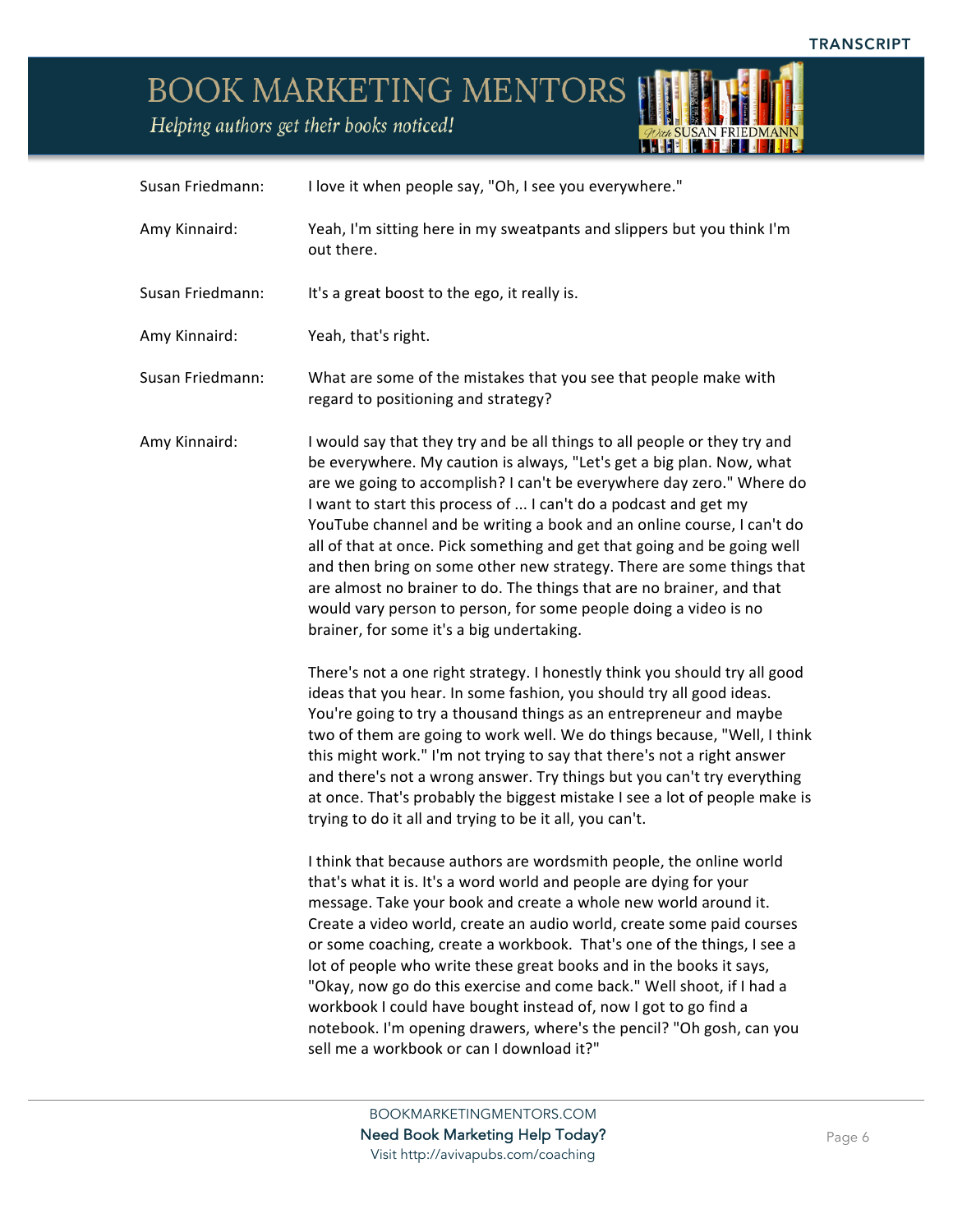**Susan Friedmann:** I love it when people say, "Oh, I see you everywhere."

**Amy Kinnaird:** Yeah, I'm sitting here in my sweatpants and slippers but you think I'm out there.

**Susan Friedmann:** It's a great boost to the ego, it really is.

**Amy Kinnaird:** Yeah, that's right.

**Susan Friedmann:** What are some of the mistakes that you see that people make with regard to positioning and strategy?

**Amy Kinnaird:** I would say that they try and be all things to all people or they try and be everywhere. My caution is always, "Let's get a big plan. Now, what are we going to accomplish? I can't be everywhere day zero." Where do I want to start this process of ... I can't do a podcast and get my YouTube channel and be writing a book and an online course, I can't do all of that at once. Pick something and get that going and be going well and then bring on some other new strategy. There are some things that are almost no brainer to do. The things that are no brainer, and that would vary person to person, for some people doing a video is no brainer, for some it's a big undertaking.

There's not a one right strategy. I honestly think you should try all good ideas that you hear. In some fashion, you should try all good ideas. You're going to try a thousand things as an entrepreneur and maybe two of them are going to work well. We do things because, "Well, I think this might work." I'm not trying to say that there's not a right answer and there's not a wrong answer. Try things but you can't try everything at once. That's probably the biggest mistake I see a lot of people make is trying to do it all and trying to be it all, you can't.

I think that because authors are wordsmith people, the online world that's what it is. It's a word world and people are dying for your message. Take your book and create a whole new world around it. Create a video world, create an audio world, create some paid courses or some coaching, create a workbook. That's one of the things, I see a lot of people who write these great books and in the books it says, "Okay, now go do this exercise and come back." Well shoot, if I had a workbook I could have bought instead of, now I got to go find a notebook. I'm opening drawers, where's the pencil? "Oh gosh, can you sell me a workbook or can I download it?"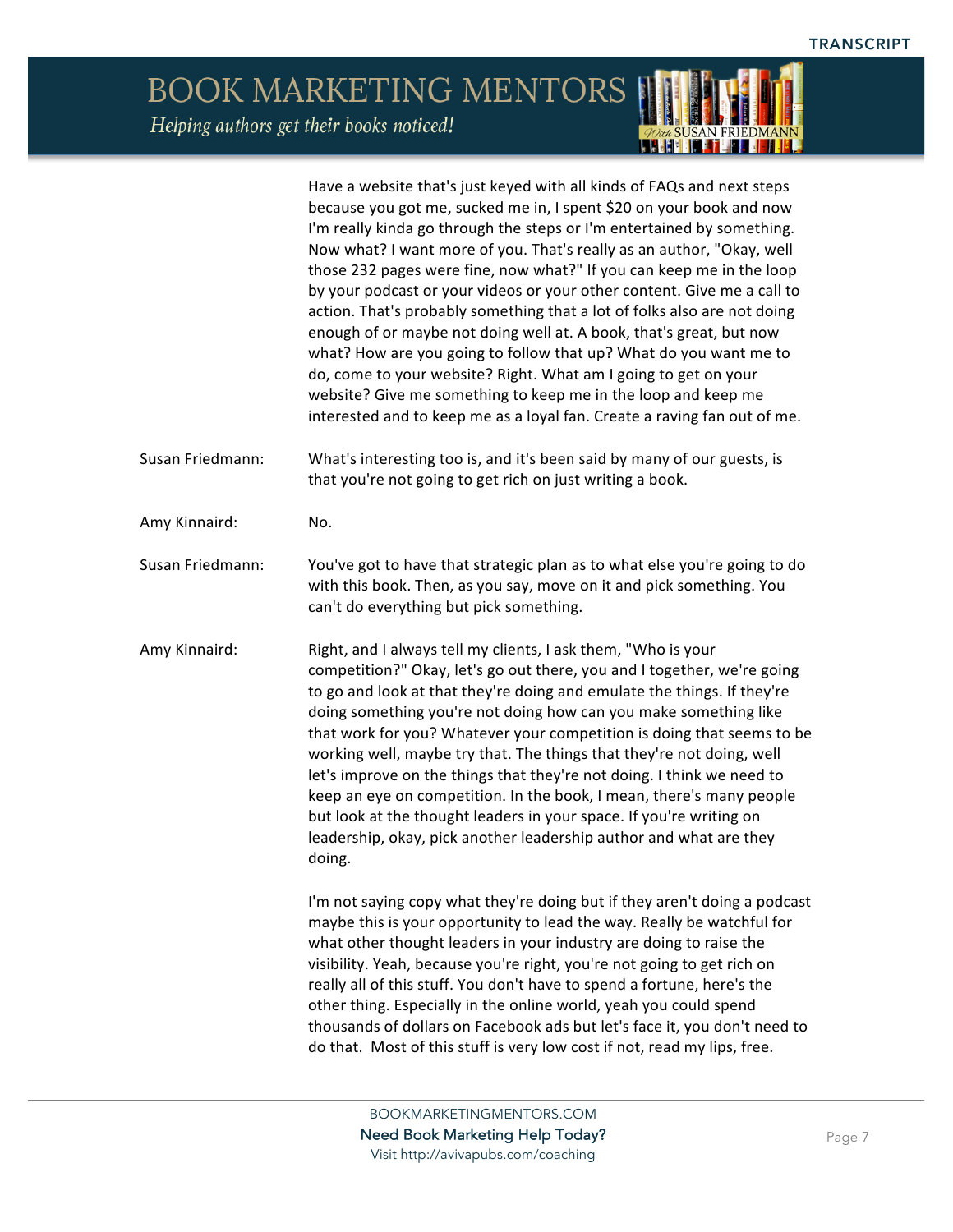Have a website that's just keyed with all kinds of FAQs and next steps because you got me, sucked me in, I spent $20 on your book and now I'm really kinda go through the steps or I'm entertained by something. Now what? I want more of you. That's really as an author, "Okay, well those 232 pages were fine, now what?" If you can keep me in the loop by your podcast or your videos or your other content. Give me a call to action. That's probably something that a lot of folks also are not doing enough of or maybe not doing well at. A book, that's great, but now what? How are you going to follow that up? What do you want me to do, come to your website? Right. What am I going to get on your website? Give me something to keep me in the loop and keep me interested and to keep me as a loyal fan. Create a raving fan out of me.

**Susan Friedmann:** What's interesting too is, and it's been said by many of our guests, is that you're not going to get rich on just writing a book.

**Amy Kinnaird:** No.

**Susan Friedmann:** You've got to have that strategic plan as to what else you're going to do with this book. Then, as you say, move on it and pick something. You can't do everything but pick something.

**Amy Kinnaird:** Right, and I always tell my clients, I ask them, "Who is your competition?" Okay, let's go out there, you and I together, we're going to go and look at that they're doing and emulate the things. If they're doing something you're not doing how can you make something like that work for you? Whatever your competition is doing that seems to be working well, maybe try that. The things that they're not doing, well let's improve on the things that they're not doing. I think we need to keep an eye on competition. In the book, I mean, there's many people but look at the thought leaders in your space. If you're writing on leadership, okay, pick another leadership author and what are they doing.

I'm not saying copy what they're doing but if they aren't doing a podcast maybe this is your opportunity to lead the way. Really be watchful for what other thought leaders in your industry are doing to raise the visibility. Yeah, because you're right, you're not going to get rich on really all of this stuff. You don't have to spend a fortune, here's the other thing. Especially in the online world, yeah you could spend thousands of dollars on Facebook ads but let's face it, you don't need to do that. Most of this stuff is very low cost if not, read my lips, free.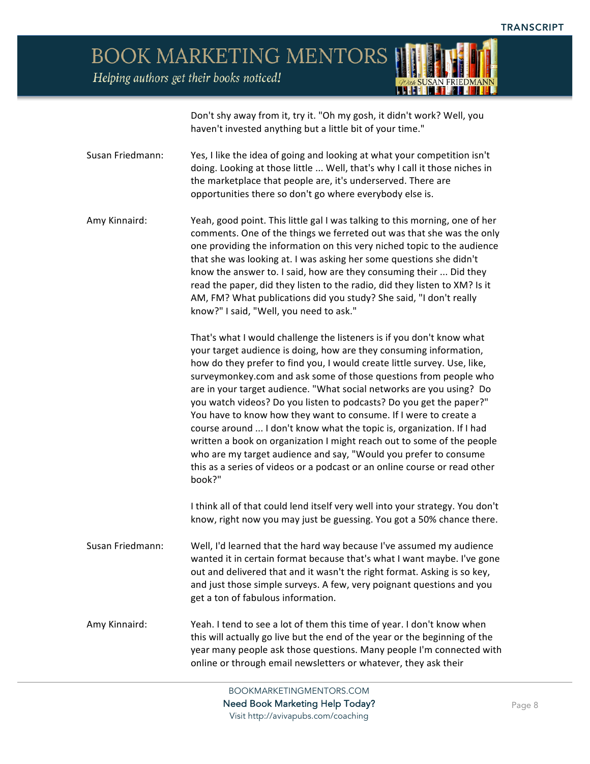Don't shy away from it, try it. "Oh my gosh, it didn't work? Well, you haven't invested anything but a little bit of your time."

**Susan Friedmann:** Yes, I like the idea of going and looking at what your competition isn't doing. Looking at those little ... Well, that's why I call it those niches in the marketplace that people are, it's underserved. There are opportunities there so don't go where everybody else is.

**Amy Kinnaird:** Yeah, good point. This little gal I was talking to this morning, one of her comments. One of the things we ferreted out was that she was the only one providing the information on this very niched topic to the audience that she was looking at. I was asking her some questions she didn't know the answer to. I said, how are they consuming their ... Did they read the paper, did they listen to the radio, did they listen to XM? Is it AM, FM? What publications did you study? She said, "I don't really know?" I said, "Well, you need to ask."

That's what I would challenge the listeners is if you don't know what your target audience is doing, how are they consuming information, how do they prefer to find you, I would create little survey. Use, like, surveymonkey.com and ask some of those questions from people who are in your target audience. "What social networks are you using? Do you watch videos? Do you listen to podcasts? Do you get the paper?" You have to know how they want to consume. If I were to create a course around ... I don't know what the topic is, organization. If I had written a book on organization I might reach out to some of the people who are my target audience and say, "Would you prefer to consume this as a series of videos or a podcast or an online course or read other book?"

I think all of that could lend itself very well into your strategy. You don't know, right now you may just be guessing. You got a 50% chance there.

**Susan Friedmann:** Well, I'd learned that the hard way because I've assumed my audience wanted it in certain format because that's what I want maybe. I've gone out and delivered that and it wasn't the right format. Asking is so key, and just those simple surveys. A few, very poignant questions and you get a ton of fabulous information.

**Amy Kinnaird:** Yeah. I tend to see a lot of them this time of year. I don't know when this will actually go live but the end of the year or the beginning of the year many people ask those questions. Many people I'm connected with online or through email newsletters or whatever, they ask their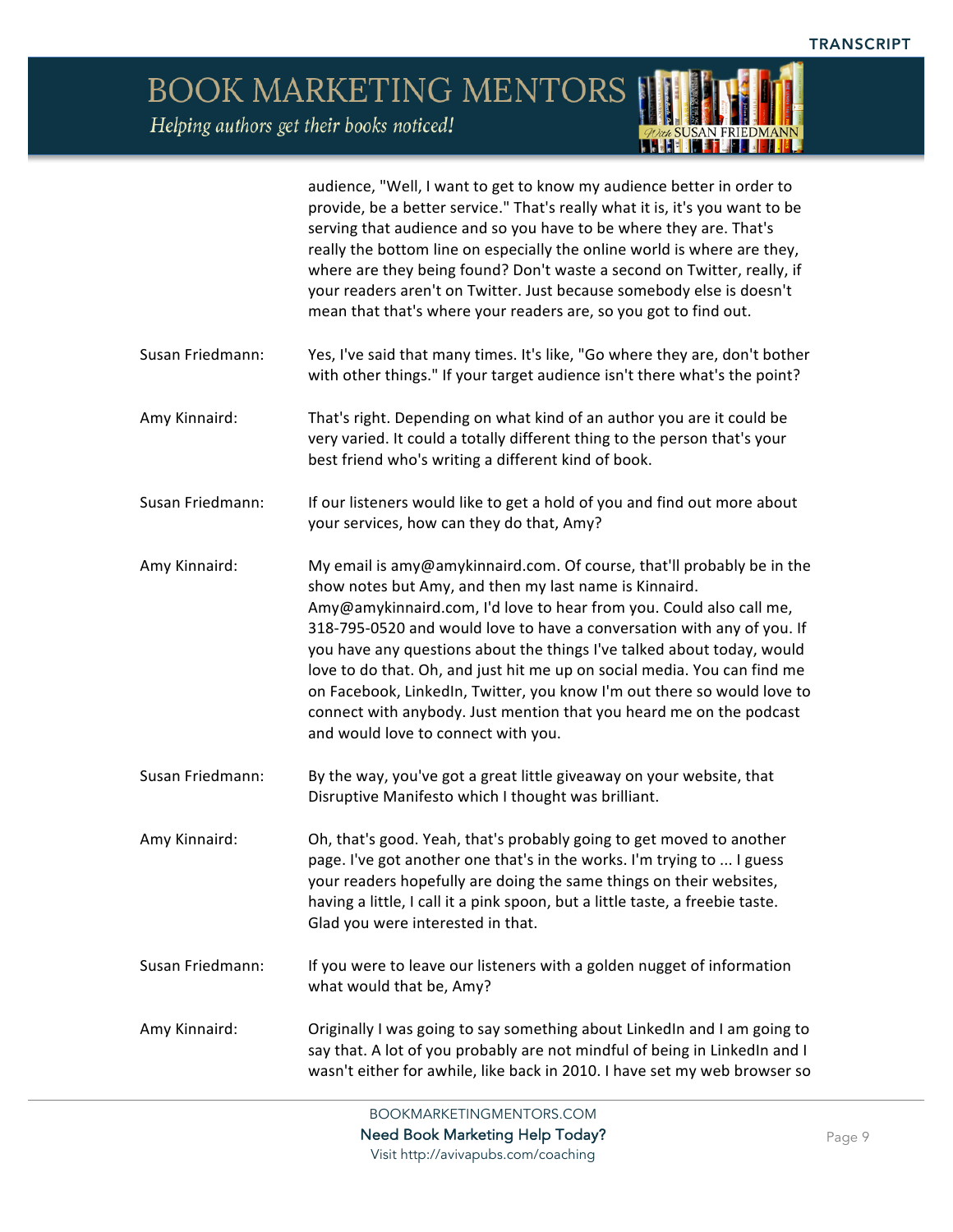audience, "Well, I want to get to know my audience better in order to provide, be a better service." That's really what it is, it's you want to be serving that audience and so you have to be where they are. That's really the bottom line on especially the online world is where are they, where are they being found? Don't waste a second on Twitter, really, if your readers aren't on Twitter. Just because somebody else is doesn't mean that that's where your readers are, so you got to find out.

Susan Friedmann: Yes, I've said that many times. It's like, "Go where they are, don't bother with other things." If your target audience isn't there what's the point?

Amy Kinnaird: That's right. Depending on what kind of an author you are it could be very varied. It could a totally different thing to the person that's your best friend who's writing a different kind of book.

Susan Friedmann: If our listeners would like to get a hold of you and find out more about your services, how can they do that, Amy?

Amy Kinnaird: My email is amy@amykinnaird.com. Of course, that'll probably be in the show notes but Amy, and then my last name is Kinnaird. Amy@amykinnaird.com, I'd love to hear from you. Could also call me, 318-795-0520 and would love to have a conversation with any of you. If you have any questions about the things I've talked about today, would love to do that. Oh, and just hit me up on social media. You can find me on Facebook, LinkedIn, Twitter, you know I'm out there so would love to connect with anybody. Just mention that you heard me on the podcast and would love to connect with you.

Susan Friedmann: By the way, you've got a great little giveaway on your website, that Disruptive Manifesto which I thought was brilliant.

Amy Kinnaird: Oh, that's good. Yeah, that's probably going to get moved to another page. I've got another one that's in the works. I'm trying to ... I guess your readers hopefully are doing the same things on their websites, having a little, I call it a pink spoon, but a little taste, a freebie taste. Glad you were interested in that.

Susan Friedmann: If you were to leave our listeners with a golden nugget of information what would that be, Amy?

Amy Kinnaird: Originally I was going to say something about LinkedIn and I am going to say that. A lot of you probably are not mindful of being in LinkedIn and I wasn't either for awhile, like back in 2010. I have set my web browser so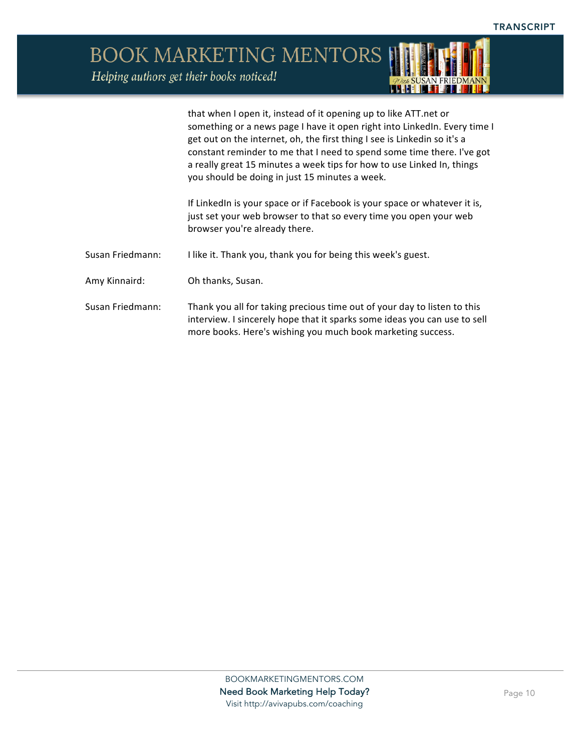that when I open it, instead of it opening up to like ATT.net or something or a news page I have it open right into LinkedIn. Every time I get out on the internet, oh, the first thing I see is Linkedin so it's a constant reminder to me that I need to spend some time there. I've got a really great 15 minutes a week tips for how to use Linked In, things you should be doing in just 15 minutes a week.

If LinkedIn is your space or if Facebook is your space or whatever it is, just set your web browser to that so every time you open your web browser you're already there.

Susan Friedmann: I like it. Thank you, thank you for being this week's guest.

Amy Kinnaird: Oh thanks, Susan.

Susan Friedmann: Thank you all for taking precious time out of your day to listen to this interview. I sincerely hope that it sparks some ideas you can use to sell more books. Here's wishing you much book marketing success.